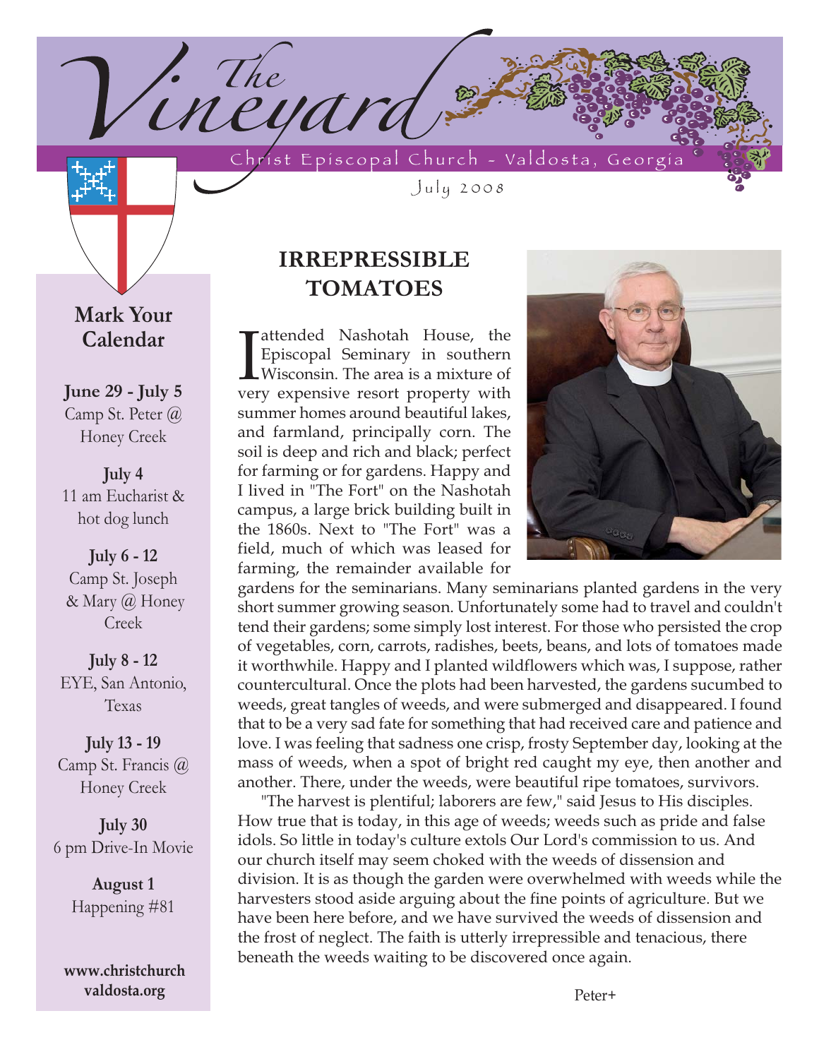# The Vineyard

Christ Episcopal Church - Valdosta, Georgia

July 2008

## Mark Your Calendar

**June 29 - July 5**
Camp St. Peter @ Honey Creek

**July 4**
11 am Eucharist & hot dog lunch

**July 6 - 12**
Camp St. Joseph & Mary @ Honey Creek

**July 8 - 12**
EYE, San Antonio, Texas

**July 13 - 19**
Camp St. Francis @ Honey Creek

**July 30**
6 pm Drive-In Movie

**August 1**
Happening #81

**www.christchurchvaldosta.org**

## IRREPRESSIBLE TOMATOES

I attended Nashotah House, the Episcopal Seminary in southern Wisconsin. The area is a mixture of very expensive resort property with summer homes around beautiful lakes, and farmland, principally corn. The soil is deep and rich and black; perfect for farming or for gardens. Happy and I lived in "The Fort" on the Nashotah campus, a large brick building built in the 1860s. Next to "The Fort" was a field, much of which was leased for farming, the remainder available for gardens for the seminarians. Many seminarians planted gardens in the very short summer growing season. Unfortunately some had to travel and couldn't tend their gardens; some simply lost interest. For those who persisted the crop of vegetables, corn, carrots, radishes, beets, beans, and lots of tomatoes made it worthwhile. Happy and I planted wildflowers which was, I suppose, rather countercultural. Once the plots had been harvested, the gardens sucumbed to weeds, great tangles of weeds, and were submerged and disappeared. I found that to be a very sad fate for something that had received care and patience and love. I was feeling that sadness one crisp, frosty September day, looking at the mass of weeds, when a spot of bright red caught my eye, then another and another. There, under the weeds, were beautiful ripe tomatoes, survivors.

"The harvest is plentiful; laborers are few," said Jesus to His disciples. How true that is today, in this age of weeds; weeds such as pride and false idols. So little in today's culture extols Our Lord's commission to us. And our church itself may seem choked with the weeds of dissension and division. It is as though the garden were overwhelmed with weeds while the harvesters stood aside arguing about the fine points of agriculture. But we have been here before, and we have survived the weeds of dissension and the frost of neglect. The faith is utterly irrepressible and tenacious, there beneath the weeds waiting to be discovered once again.

Peter+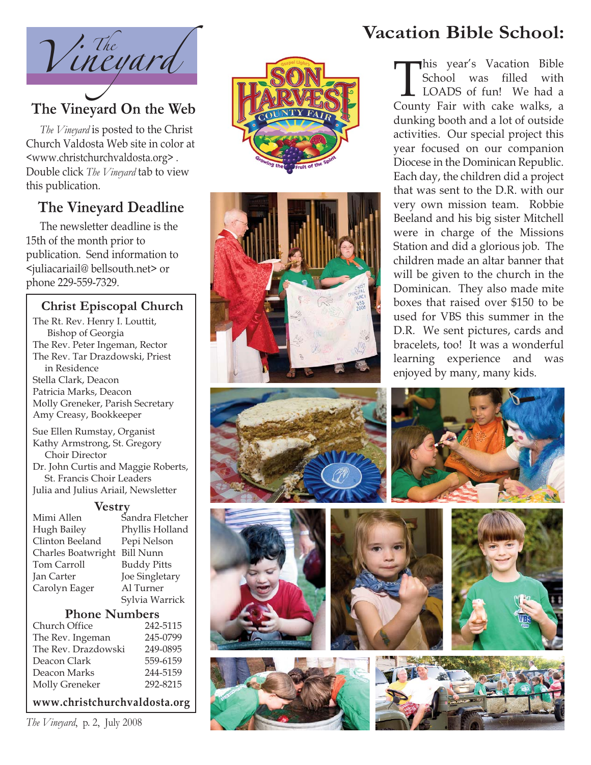# The Vineyard

## The Vineyard On the Web

*The Vineyard* is posted to the Christ Church Valdosta Web site in color at <www.christchurchvaldosta.org> . Double click *The Vineyard* tab to view this publication.

## The Vineyard Deadline

The newsletter deadline is the 15th of the month prior to publication. Send information to <juliacariail@ bellsouth.net> or phone 229-559-7329.

### Christ Episcopal Church

The Rt. Rev. Henry I. Louttit, Bishop of Georgia
The Rev. Peter Ingeman, Rector
The Rev. Tar Drazdowski, Priest in Residence
Stella Clark, Deacon
Patricia Marks, Deacon
Molly Greneker, Parish Secretary
Amy Creasy, Bookkeeper

Sue Ellen Rumstay, Organist
Kathy Armstrong, St. Gregory Choir Director
Dr. John Curtis and Maggie Roberts, St. Francis Choir Leaders
Julia and Julius Ariail, Newsletter

### Vestry

| | |
|---|---|
| Mimi Allen | Sandra Fletcher |
| Hugh Bailey | Phyllis Holland |
| Clinton Beeland | Pepi Nelson |
| Charles Boatwright | Bill Nunn |
| Tom Carroll | Buddy Pitts |
| Jan Carter | Joe Singletary |
| Carolyn Eager | Al Turner |
| | Sylvia Warrick |

### Phone Numbers

| | |
|---|---|
| Church Office | 242-5115 |
| The Rev. Ingeman | 245-0799 |
| The Rev. Drazdowski | 249-0895 |
| Deacon Clark | 559-6159 |
| Deacon Marks | 244-5159 |
| Molly Greneker | 292-8215 |

**www.christchurchvaldosta.org**

*The Vineyard*, p. 2, July 2008

# Vacation Bible School:

This year's Vacation Bible School was filled with LOADS of fun! We had a County Fair with cake walks, a dunking booth and a lot of outside activities. Our special project this year focused on our companion Diocese in the Dominican Republic. Each day, the children did a project that was sent to the D.R. with our very own mission team. Robbie Beeland and his big sister Mitchell were in charge of the Missions Station and did a glorious job. The children made an altar banner that will be given to the church in the Dominican. They also made mite boxes that raised over $150 to be used for VBS this summer in the D.R. We sent pictures, cards and bracelets, too! It was a wonderful learning experience and was enjoyed by many, many kids.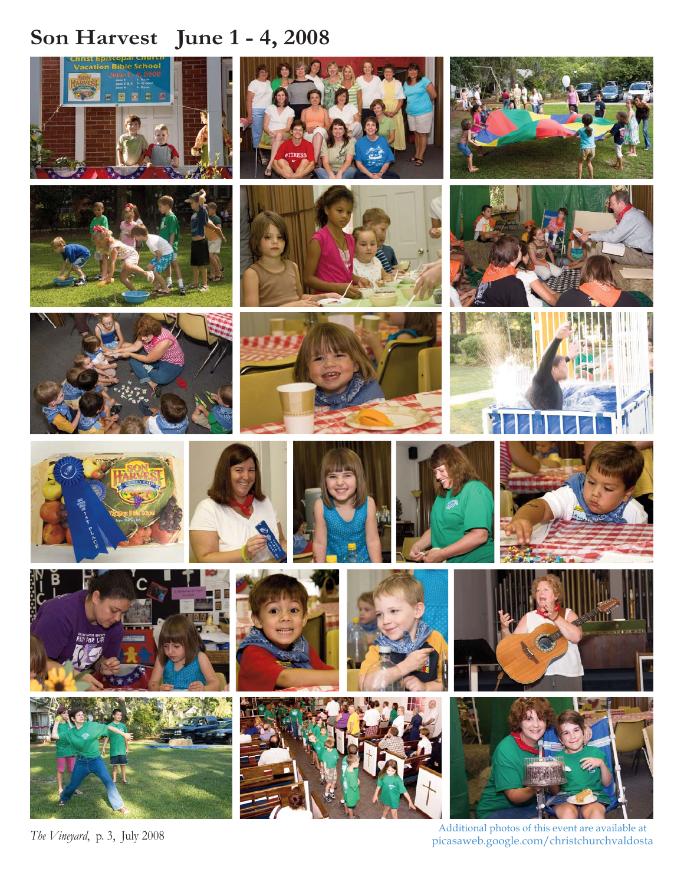# Son Harvest June 1 - 4, 2008

*The Vineyard*, p. 3, July 2008

Additional photos of this event are available at picasaweb.google.com/christchurchvaldosta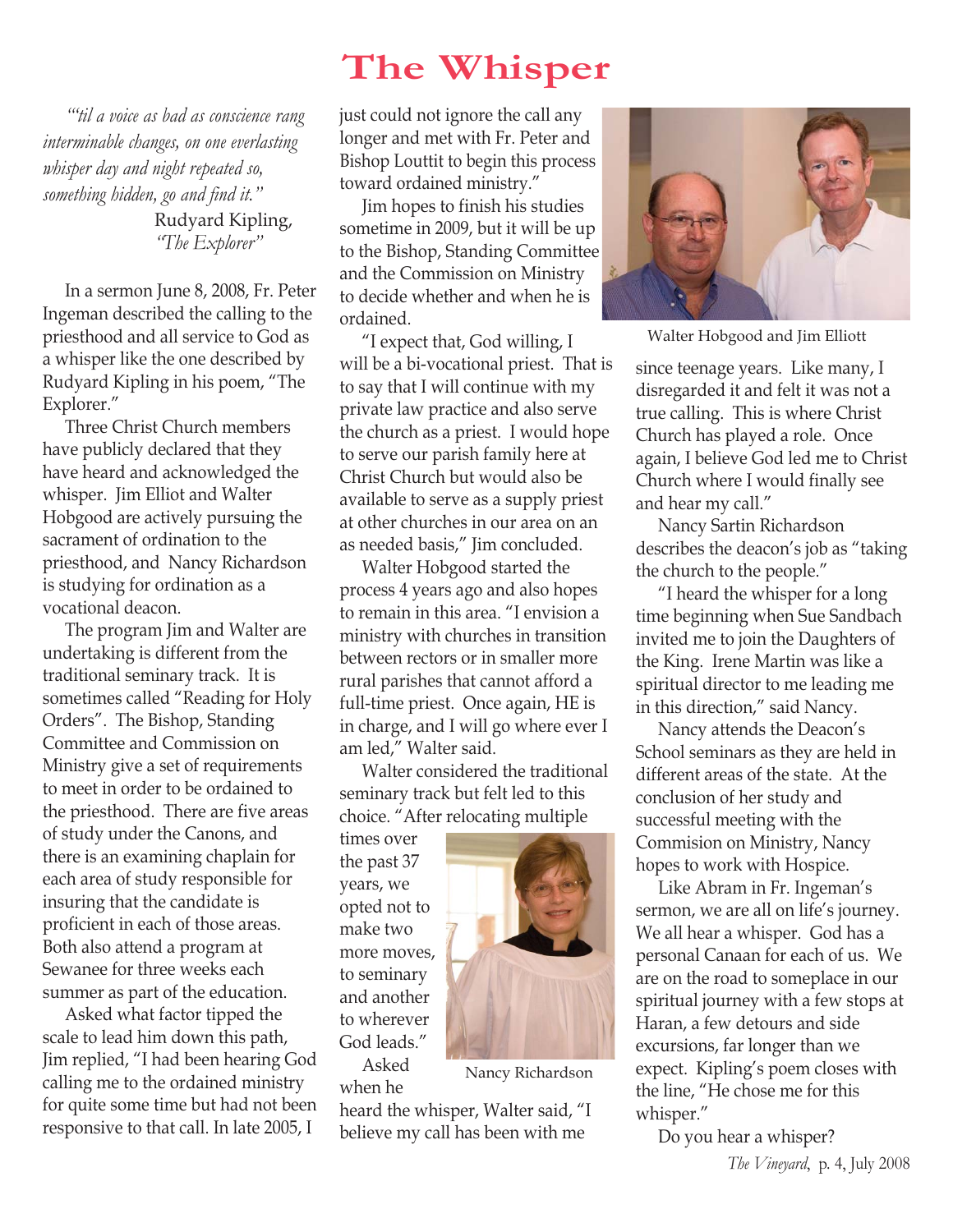# The Whisper

*"'til a voice as bad as conscience rang interminable changes, on one everlasting whisper day and night repeated so, something hidden, go and find it."*

Rudyard Kipling, *"The Explorer"*

In a sermon June 8, 2008, Fr. Peter Ingeman described the calling to the priesthood and all service to God as a whisper like the one described by Rudyard Kipling in his poem, "The Explorer."

Three Christ Church members have publicly declared that they have heard and acknowledged the whisper. Jim Elliot and Walter Hobgood are actively pursuing the sacrament of ordination to the priesthood, and Nancy Richardson is studying for ordination as a vocational deacon.

The program Jim and Walter are undertaking is different from the traditional seminary track. It is sometimes called "Reading for Holy Orders". The Bishop, Standing Committee and Commission on Ministry give a set of requirements to meet in order to be ordained to the priesthood. There are five areas of study under the Canons, and there is an examining chaplain for each area of study responsible for insuring that the candidate is proficient in each of those areas. Both also attend a program at Sewanee for three weeks each summer as part of the education.

Asked what factor tipped the scale to lead him down this path, Jim replied, "I had been hearing God calling me to the ordained ministry for quite some time but had not been responsive to that call. In late 2005, I just could not ignore the call any longer and met with Fr. Peter and Bishop Louttit to begin this process toward ordained ministry."

Jim hopes to finish his studies sometime in 2009, but it will be up to the Bishop, Standing Committee and the Commission on Ministry to decide whether and when he is ordained.

"I expect that, God willing, I will be a bi-vocational priest. That is to say that I will continue with my private law practice and also serve the church as a priest. I would hope to serve our parish family here at Christ Church but would also be available to serve as a supply priest at other churches in our area on an as needed basis," Jim concluded.

Walter Hobgood started the process 4 years ago and also hopes to remain in this area. "I envision a ministry with churches in transition between rectors or in smaller more rural parishes that cannot afford a full-time priest. Once again, HE is in charge, and I will go where ever I am led," Walter said.

Walter considered the traditional seminary track but felt led to this choice. "After relocating multiple times over the past 37 years, we opted not to make two more moves, to seminary and another to wherever God leads."

Nancy Richardson

Asked when he heard the whisper, Walter said, "I believe my call has been with me since teenage years. Like many, I disregarded it and felt it was not a true calling. This is where Christ Church has played a role. Once again, I believe God led me to Christ Church where I would finally see and hear my call."

Walter Hobgood and Jim Elliott

Nancy Sartin Richardson describes the deacon's job as "taking the church to the people."

"I heard the whisper for a long time beginning when Sue Sandbach invited me to join the Daughters of the King. Irene Martin was like a spiritual director to me leading me in this direction," said Nancy.

Nancy attends the Deacon's School seminars as they are held in different areas of the state. At the conclusion of her study and successful meeting with the Commision on Ministry, Nancy hopes to work with Hospice.

Like Abram in Fr. Ingeman's sermon, we are all on life's journey. We all hear a whisper. God has a personal Canaan for each of us. We are on the road to someplace in our spiritual journey with a few stops at Haran, a few detours and side excursions, far longer than we expect. Kipling's poem closes with the line, "He chose me for this whisper."

Do you hear a whisper?

*The Vineyard*, p. 4, July 2008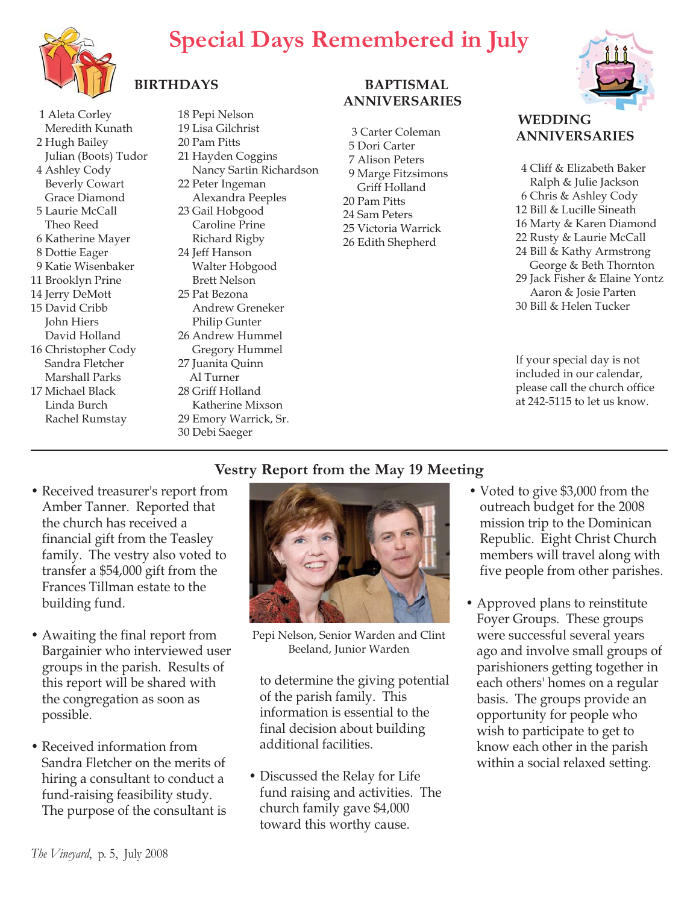# Special Days Remembered in July

## BIRTHDAYS

1 Aleta Corley
Meredith Kunath
2 Hugh Bailey
Julian (Boots) Tudor
4 Ashley Cody
Beverly Cowart
Grace Diamond
5 Laurie McCall
Theo Reed
6 Katherine Mayer
8 Dottie Eager
9 Katie Wisenbaker
11 Brooklyn Prine
14 Jerry DeMott
15 David Cribb
John Hiers
David Holland
16 Christopher Cody
Sandra Fletcher
Marshall Parks
17 Michael Black
Linda Burch
Rachel Rumstay
18 Pepi Nelson
19 Lisa Gilchrist
20 Pam Pitts
21 Hayden Coggins
Nancy Sartin Richardson
22 Peter Ingeman
Alexandra Peeples
23 Gail Hobgood
Caroline Prine
Richard Rigby
24 Jeff Hanson
Walter Hobgood
Brett Nelson
25 Pat Bezona
Andrew Greneker
Philip Gunter
26 Andrew Hummel
Gregory Hummel
27 Juanita Quinn
Al Turner
28 Griff Holland
Katherine Mixson
29 Emory Warrick, Sr.
30 Debi Saeger

## BAPTISMAL ANNIVERSARIES

3 Carter Coleman
5 Dori Carter
7 Alison Peters
9 Marge Fitzsimons
Griff Holland
20 Pam Pitts
24 Sam Peters
25 Victoria Warrick
26 Edith Shepherd

## WEDDING ANNIVERSARIES

4 Cliff & Elizabeth Baker
Ralph & Julie Jackson
6 Chris & Ashley Cody
12 Bill & Lucille Sineath
16 Marty & Karen Diamond
22 Rusty & Laurie McCall
24 Bill & Kathy Armstrong
George & Beth Thornton
29 Jack Fisher & Elaine Yontz
Aaron & Josie Parten
30 Bill & Helen Tucker

If your special day is not included in our calendar, please call the church office at 242-5115 to let us know.

---

## Vestry Report from the May 19 Meeting

- Received treasurer's report from Amber Tanner. Reported that the church has received a financial gift from the Teasley family. The vestry also voted to transfer a $54,000 gift from the Frances Tillman estate to the building fund.
- Awaiting the final report from Bargainier who interviewed user groups in the parish. Results of this report will be shared with the congregation as soon as possible.
- Received information from Sandra Fletcher on the merits of hiring a consultant to conduct a fund-raising feasibility study. The purpose of the consultant is to determine the giving potential of the parish family. This information is essential to the final decision about building additional facilities.
- Discussed the Relay for Life fund raising and activities. The church family gave $4,000 toward this worthy cause.
- Voted to give $3,000 from the outreach budget for the 2008 mission trip to the Dominican Republic. Eight Christ Church members will travel along with five people from other parishes.
- Approved plans to reinstitute Foyer Groups. These groups were successful several years ago and involve small groups of parishioners getting together in each others' homes on a regular basis. The groups provide an opportunity for people who wish to participate to get to know each other in the parish within a social relaxed setting.

Pepi Nelson, Senior Warden and Clint Beeland, Junior Warden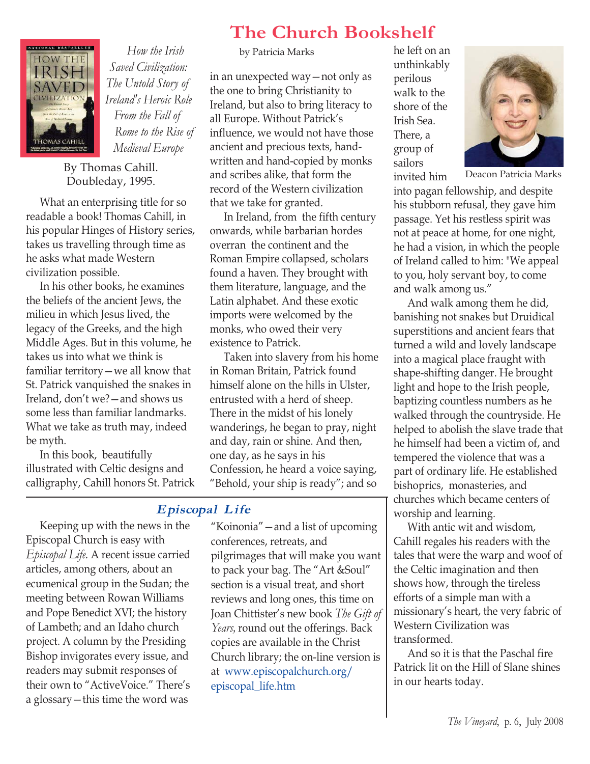# The Church Bookshelf

by Patricia Marks

*How the Irish Saved Civilization: The Untold Story of Ireland's Heroic Role From the Fall of Rome to the Rise of Medieval Europe*

By Thomas Cahill. Doubleday, 1995.

What an enterprising title for so readable a book! Thomas Cahill, in his popular Hinges of History series, takes us travelling through time as he asks what made Western civilization possible.

In his other books, he examines the beliefs of the ancient Jews, the milieu in which Jesus lived, the legacy of the Greeks, and the high Middle Ages. But in this volume, he takes us into what we think is familiar territory—we all know that St. Patrick vanquished the snakes in Ireland, don't we?—and shows us some less than familiar landmarks. What we take as truth may, indeed be myth.

In this book, beautifully illustrated with Celtic designs and calligraphy, Cahill honors St. Patrick in an unexpected way—not only as the one to bring Christianity to Ireland, but also to bring literacy to all Europe. Without Patrick's influence, we would not have those ancient and precious texts, hand-written and hand-copied by monks and scribes alike, that form the record of the Western civilization that we take for granted.

In Ireland, from the fifth century onwards, while barbarian hordes overran the continent and the Roman Empire collapsed, scholars found a haven. They brought with them literature, language, and the Latin alphabet. And these exotic imports were welcomed by the monks, who owed their very existence to Patrick.

Taken into slavery from his home in Roman Britain, Patrick found himself alone on the hills in Ulster, entrusted with a herd of sheep. There in the midst of his lonely wanderings, he began to pray, night and day, rain or shine. And then, one day, as he says in his Confession, he heard a voice saying, "Behold, your ship is ready"; and so he left on an unthinkably perilous walk to the shore of the Irish Sea. There, a group of sailors invited him into pagan fellowship, and despite his stubborn refusal, they gave him passage. Yet his restless spirit was not at peace at home, for one night, he had a vision, in which the people of Ireland called to him: "We appeal to you, holy servant boy, to come and walk among us."

Deacon Patricia Marks

And walk among them he did, banishing not snakes but Druidical superstitions and ancient fears that turned a wild and lovely landscape into a magical place fraught with shape-shifting danger. He brought light and hope to the Irish people, baptizing countless numbers as he walked through the countryside. He helped to abolish the slave trade that he himself had been a victim of, and tempered the violence that was a part of ordinary life. He established bishoprics, monasteries, and churches which became centers of worship and learning.

With antic wit and wisdom, Cahill regales his readers with the tales that were the warp and woof of the Celtic imagination and then shows how, through the tireless efforts of a simple man with a missionary's heart, the very fabric of Western Civilization was transformed.

And so it is that the Paschal fire Patrick lit on the Hill of Slane shines in our hearts today.

## *Episcopal Life*

Keeping up with the news in the Episcopal Church is easy with *Episcopal Life*. A recent issue carried articles, among others, about an ecumenical group in the Sudan; the meeting between Rowan Williams and Pope Benedict XVI; the history of Lambeth; and an Idaho church project. A column by the Presiding Bishop invigorates every issue, and readers may submit responses of their own to "ActiveVoice." There's a glossary—this time the word was "Koinonia"—and a list of upcoming conferences, retreats, and pilgrimages that will make you want to pack your bag. The "Art &Soul" section is a visual treat, and short reviews and long ones, this time on Joan Chittister's new book *The Gift of Years*, round out the offerings. Back copies are available in the Christ Church library; the on-line version is at www.episcopalchurch.org/episcopal_life.htm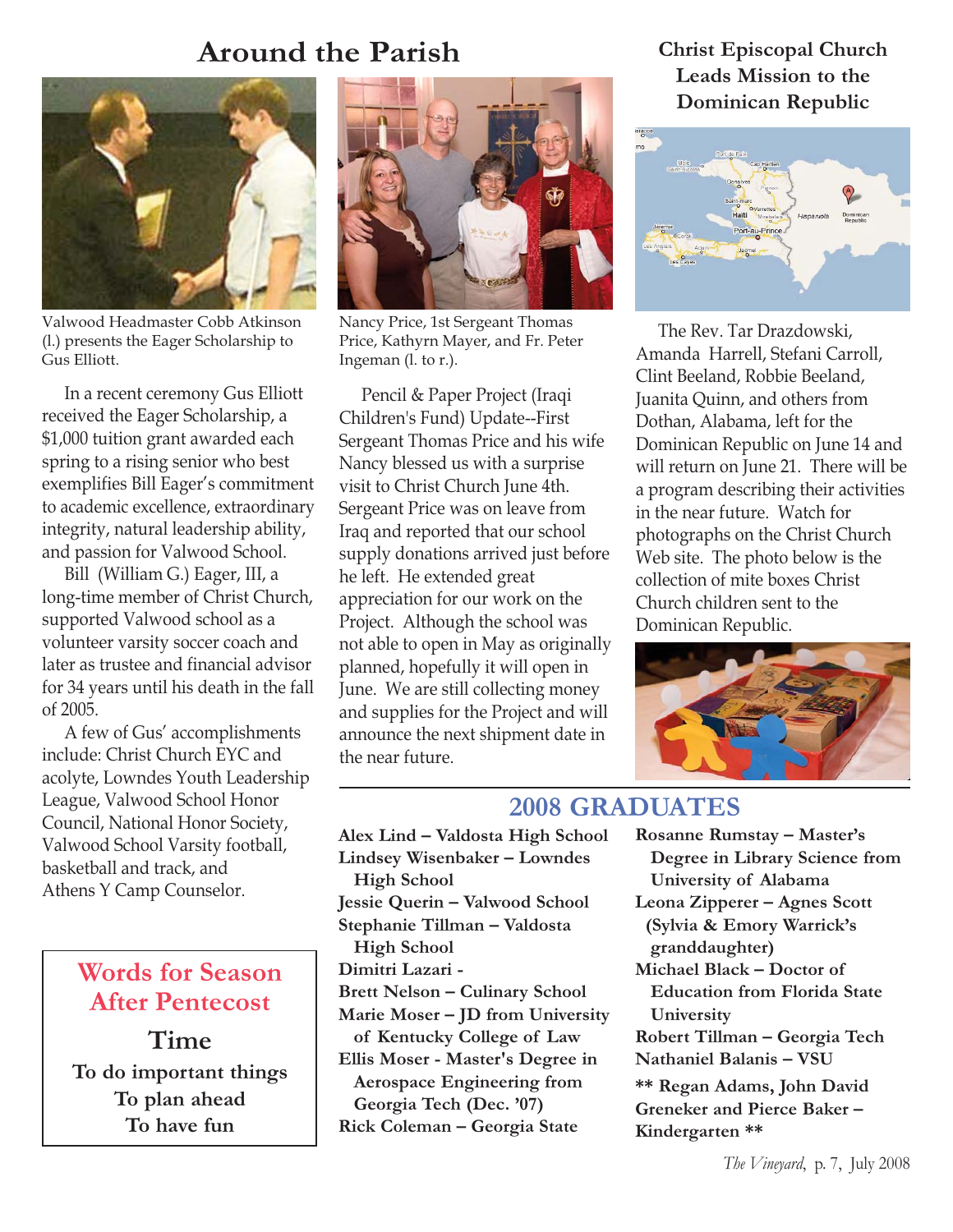# Around the Parish

Valwood Headmaster Cobb Atkinson (l.) presents the Eager Scholarship to Gus Elliott.

In a recent ceremony Gus Elliott received the Eager Scholarship, a $1,000 tuition grant awarded each spring to a rising senior who best exemplifies Bill Eager's commitment to academic excellence, extraordinary integrity, natural leadership ability, and passion for Valwood School.

Bill (William G.) Eager, III, a long-time member of Christ Church, supported Valwood school as a volunteer varsity soccer coach and later as trustee and financial advisor for 34 years until his death in the fall of 2005.

A few of Gus' accomplishments include: Christ Church EYC and acolyte, Lowndes Youth Leadership League, Valwood School Honor Council, National Honor Society, Valwood School Varsity football, basketball and track, and Athens Y Camp Counselor.

## Words for Season After Pentecost

**Time**

**To do important things**
**To plan ahead**
**To have fun**

Nancy Price, 1st Sergeant Thomas Price, Kathyrn Mayer, and Fr. Peter Ingeman (l. to r.).

Pencil & Paper Project (Iraqi Children's Fund) Update--First Sergeant Thomas Price and his wife Nancy blessed us with a surprise visit to Christ Church June 4th. Sergeant Price was on leave from Iraq and reported that our school supply donations arrived just before he left. He extended great appreciation for our work on the Project. Although the school was not able to open in May as originally planned, hopefully it will open in June. We are still collecting money and supplies for the Project and will announce the next shipment date in the near future.

## Christ Episcopal Church Leads Mission to the Dominican Republic

The Rev. Tar Drazdowski, Amanda Harrell, Stefani Carroll, Clint Beeland, Robbie Beeland, Juanita Quinn, and others from Dothan, Alabama, left for the Dominican Republic on June 14 and will return on June 21. There will be a program describing their activities in the near future. Watch for photographs on the Christ Church Web site. The photo below is the collection of mite boxes Christ Church children sent to the Dominican Republic.

## 2008 GRADUATES

**Alex Lind – Valdosta High School**
**Lindsey Wisenbaker – Lowndes High School**
**Jessie Querin – Valwood School**
**Stephanie Tillman – Valdosta High School**
**Dimitri Lazari -**
**Brett Nelson – Culinary School**
**Marie Moser – JD from University of Kentucky College of Law**
**Ellis Moser - Master's Degree in Aerospace Engineering from Georgia Tech (Dec. '07)**
**Rick Coleman – Georgia State**
**Rosanne Rumstay – Master's Degree in Library Science from University of Alabama**
**Leona Zipperer – Agnes Scott (Sylvia & Emory Warrick's granddaughter)**
**Michael Black – Doctor of Education from Florida State University**
**Robert Tillman – Georgia Tech**
**Nathaniel Balanis – VSU**

**\*\* Regan Adams, John David Greneker and Pierce Baker – Kindergarten \*\***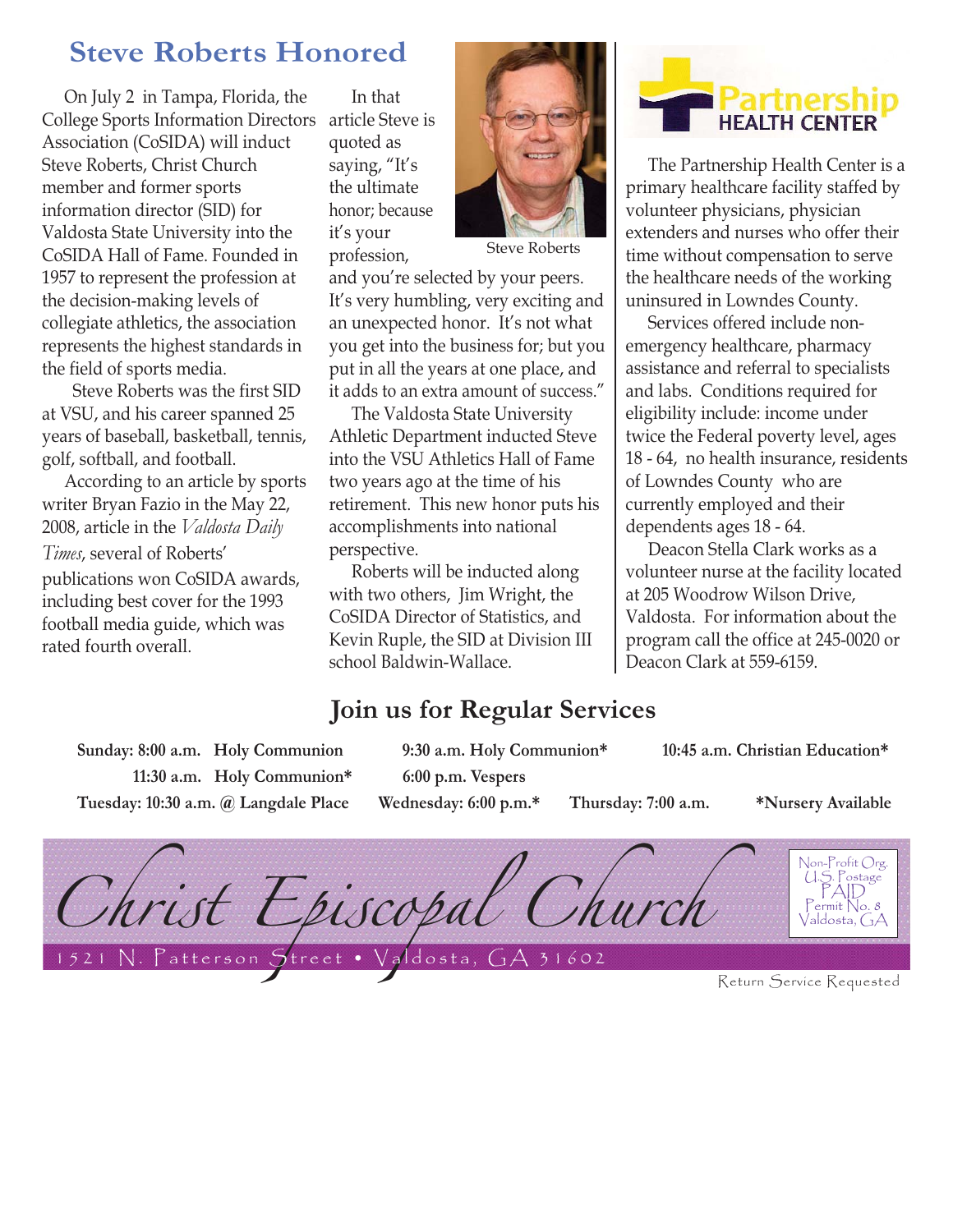## Steve Roberts Honored

On July 2 in Tampa, Florida, the College Sports Information Directors Association (CoSIDA) will induct Steve Roberts, Christ Church member and former sports information director (SID) for Valdosta State University into the CoSIDA Hall of Fame. Founded in 1957 to represent the profession at the decision-making levels of collegiate athletics, the association represents the highest standards in the field of sports media.

Steve Roberts was the first SID at VSU, and his career spanned 25 years of baseball, basketball, tennis, golf, softball, and football.

According to an article by sports writer Bryan Fazio in the May 22, 2008, article in the *Valdosta Daily Times*, several of Roberts' publications won CoSIDA awards, including best cover for the 1993 football media guide, which was rated fourth overall.

In that article Steve is quoted as saying, "It's the ultimate honor; because it's your profession, and you're selected by your peers. It's very humbling, very exciting and an unexpected honor. It's not what you get into the business for; but you put in all the years at one place, and it adds to an extra amount of success."

Steve Roberts

The Valdosta State University Athletic Department inducted Steve into the VSU Athletics Hall of Fame two years ago at the time of his retirement. This new honor puts his accomplishments into national perspective.

Roberts will be inducted along with two others, Jim Wright, the CoSIDA Director of Statistics, and Kevin Ruple, the SID at Division III school Baldwin-Wallace.

**Partnership HEALTH CENTER**

The Partnership Health Center is a primary healthcare facility staffed by volunteer physicians, physician extenders and nurses who offer their time without compensation to serve the healthcare needs of the working uninsured in Lowndes County.

Services offered include non-emergency healthcare, pharmacy assistance and referral to specialists and labs. Conditions required for eligibility include: income under twice the Federal poverty level, ages 18 - 64, no health insurance, residents of Lowndes County who are currently employed and their dependents ages 18 - 64.

Deacon Stella Clark works as a volunteer nurse at the facility located at 205 Woodrow Wilson Drive, Valdosta. For information about the program call the office at 245-0020 or Deacon Clark at 559-6159.

## Join us for Regular Services

**Sunday: 8:00 a.m. Holy Communion** | **9:30 a.m. Holy Communion*** | **10:45 a.m. Christian Education***

**11:30 a.m. Holy Communion*** | **6:00 p.m. Vespers**

**Tuesday: 10:30 a.m. @ Langdale Place** | **Wednesday: 6:00 p.m.*** | **Thursday: 7:00 a.m.** | ***Nursery Available**

*Christ Episcopal Church*

1521 N. Patterson Street • Valdosta, GA 31602

Non-Profit Org.
U.S. Postage
PAID
Permit No. 8
Valdosta, GA

Return Service Requested